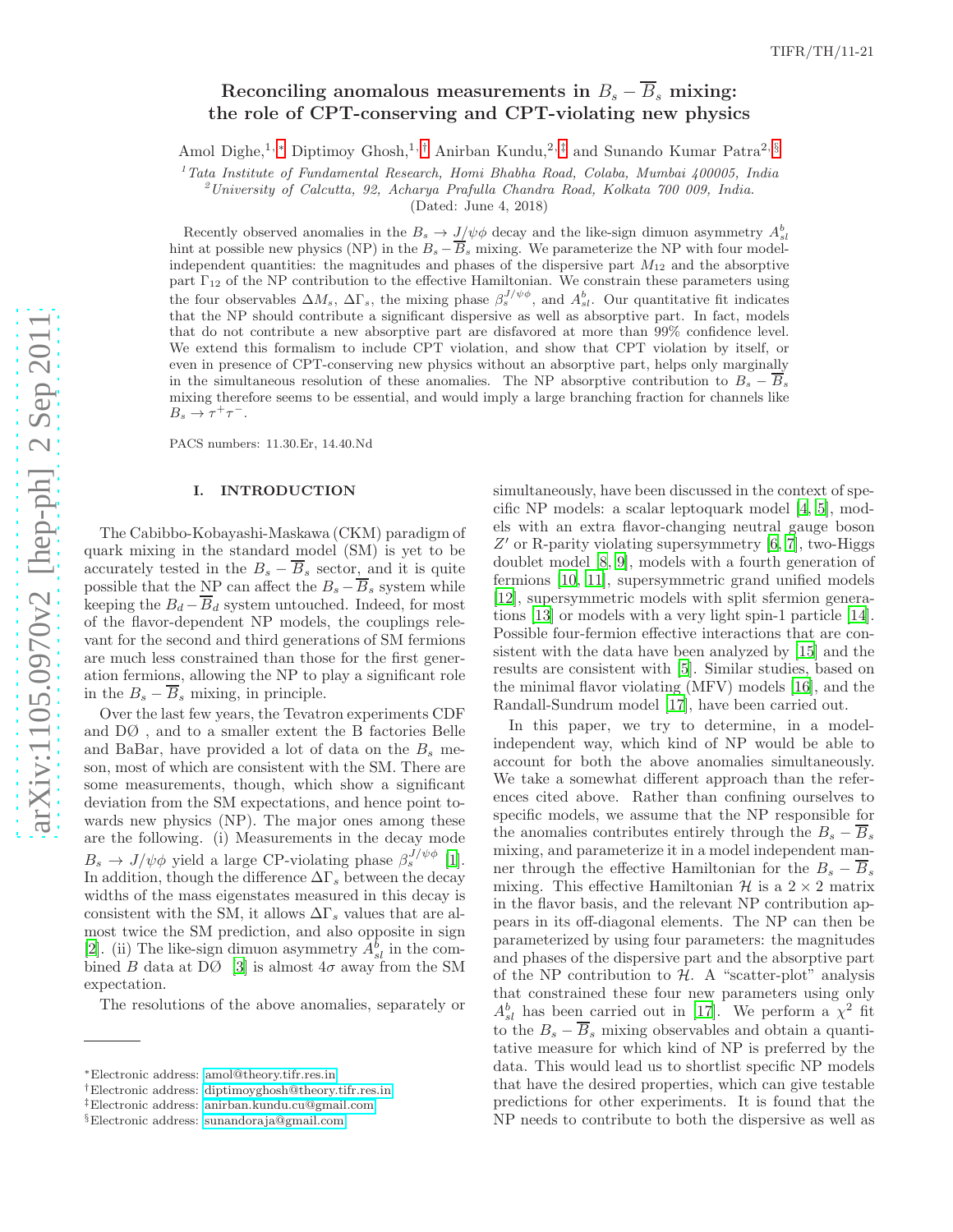# Reconciling anomalous measurements in $B_s - \overline{B}_s$ mixing: the role of CPT-conserving and CPT-violating new physics

Amol Dighe,[1,*] Diptimoy Ghosh,[1,†] Anirban Kundu,[2,‡] and Sunando Kumar Patra[2,§]

[1] *Tata Institute of Fundamental Research, Homi Bhabha Road, Colaba, Mumbai 400005, India*
[2] *University of Calcutta, 92, Acharya Prafulla Chandra Road, Kolkata 700 009, India.*

(Dated: June 4, 2018)

Recently observed anomalies in the $B_s \to J/\psi\phi$ decay and the like-sign dimuon asymmetry $A^b_{sl}$ hint at possible new physics (NP) in the $B_s - \overline{B}_s$ mixing. We parameterize the NP with four model-independent quantities: the magnitudes and phases of the dispersive part $M_{12}$ and the absorptive part $\Gamma_{12}$ of the NP contribution to the effective Hamiltonian. We constrain these parameters using the four observables $\Delta M_s$, $\Delta\Gamma_s$, the mixing phase $\beta_s^{J/\psi\phi}$, and $A^b_{sl}$. Our quantitative fit indicates that the NP should contribute a significant dispersive as well as absorptive part. In fact, models that do not contribute a new absorptive part are disfavored at more than 99% confidence level. We extend this formalism to include CPT violation, and show that CPT violation by itself, or even in presence of CPT-conserving new physics without an absorptive part, helps only marginally in the simultaneous resolution of these anomalies. The NP absorptive contribution to $B_s - \overline{B}_s$ mixing therefore seems to be essential, and would imply a large branching fraction for channels like $B_s \to \tau^+\tau^-$.

PACS numbers: 11.30.Er, 14.40.Nd

## I. INTRODUCTION

The Cabibbo-Kobayashi-Maskawa (CKM) paradigm of quark mixing in the standard model (SM) is yet to be accurately tested in the $B_s - \overline{B}_s$ sector, and it is quite possible that the NP can affect the $B_s - \overline{B}_s$ system while keeping the $B_d - \overline{B}_d$ system untouched. Indeed, for most of the flavor-dependent NP models, the couplings relevant for the second and third generations of SM fermions are much less constrained than those for the first generation fermions, allowing the NP to play a significant role in the $B_s - \overline{B}_s$ mixing, in principle.

Over the last few years, the Tevatron experiments CDF and DØ , and to a smaller extent the B factories Belle and BaBar, have provided a lot of data on the $B_s$ meson, most of which are consistent with the SM. There are some measurements, though, which show a significant deviation from the SM expectations, and hence point towards new physics (NP). The major ones among these are the following. (i) Measurements in the decay mode $B_s \to J/\psi\phi$ yield a large CP-violating phase $\beta_s^{J/\psi\phi}$ [1]. In addition, though the difference $\Delta\Gamma_s$ between the decay widths of the mass eigenstates measured in this decay is consistent with the SM, it allows $\Delta\Gamma_s$ values that are almost twice the SM prediction, and also opposite in sign [2]. (ii) The like-sign dimuon asymmetry $A^b_{sl}$ in the combined $B$ data at DØ [3] is almost $4\sigma$ away from the SM expectation.

The resolutions of the above anomalies, separately or simultaneously, have been discussed in the context of specific NP models: a scalar leptoquark model [4, 5], models with an extra flavor-changing neutral gauge boson $Z'$ or R-parity violating supersymmetry [6, 7], two-Higgs doublet model [8, 9], models with a fourth generation of fermions [10, 11], supersymmetric grand unified models [12], supersymmetric models with split sfermion generations [13] or models with a very light spin-1 particle [14]. Possible four-fermion effective interactions that are consistent with the data have been analyzed by [15] and the results are consistent with [5]. Similar studies, based on the minimal flavor violating (MFV) models [16], and the Randall-Sundrum model [17], have been carried out.

In this paper, we try to determine, in a model-independent way, which kind of NP would be able to account for both the above anomalies simultaneously. We take a somewhat different approach than the references cited above. Rather than confining ourselves to specific models, we assume that the NP responsible for the anomalies contributes entirely through the $B_s - \overline{B}_s$ mixing, and parameterize it in a model independent manner through the effective Hamiltonian for the $B_s - \overline{B}_s$ mixing. This effective Hamiltonian $\mathcal{H}$ is a $2 \times 2$ matrix in the flavor basis, and the relevant NP contribution appears in its off-diagonal elements. The NP can then be parameterized by using four parameters: the magnitudes and phases of the dispersive part and the absorptive part of the NP contribution to $\mathcal{H}$. A "scatter-plot" analysis that constrained these four new parameters using only $A^b_{sl}$ has been carried out in [17]. We perform a $\chi^2$ fit to the $B_s - \overline{B}_s$ mixing observables and obtain a quantitative measure for which kind of NP is preferred by the data. This would lead us to shortlist specific NP models that have the desired properties, which can give testable predictions for other experiments. It is found that the NP needs to contribute to both the dispersive as well as

---

*Electronic address: amol@theory.tifr.res.in
†Electronic address: diptimoyghosh@theory.tifr.res.in
‡Electronic address: anirban.kundu.cu@gmail.com
§Electronic address: sunandoraja@gmail.com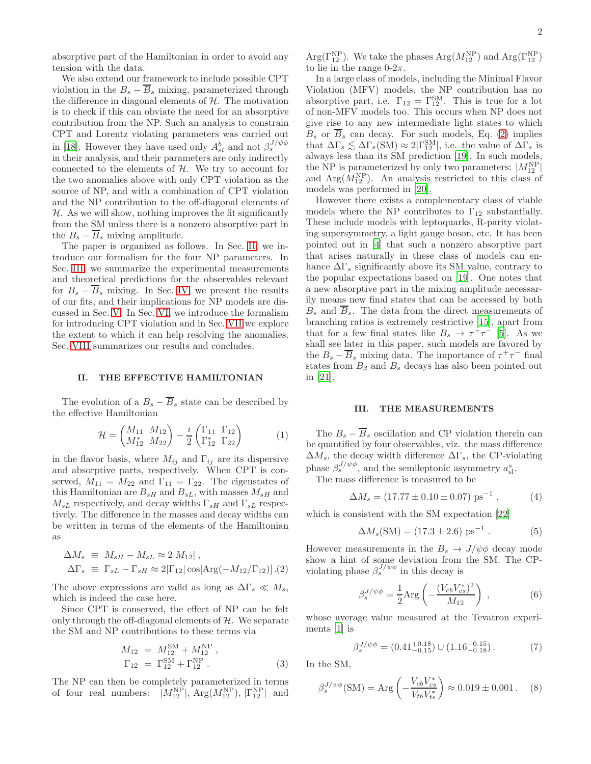absorptive part of the Hamiltonian in order to avoid any tension with the data.

We also extend our framework to include possible CPT violation in the $B_s - \overline{B}_s$ mixing, parameterized through the difference in diagonal elements of $\mathcal{H}$. The motivation is to check if this can obviate the need for an absorptive contribution from the NP. Such an analysis to constrain CPT and Lorentz violating parameters was carried out in [18]. However they have used only $A^b_{sl}$ and not $\beta_s^{J/\psi\phi}$ in their analysis, and their parameters are only indirectly connected to the elements of $\mathcal{H}$. We try to account for the two anomalies above with only CPT violation as the source of NP, and with a combination of CPT violation and the NP contribution to the off-diagonal elements of $\mathcal{H}$. As we will show, nothing improves the fit significantly from the SM unless there is a nonzero absorptive part in the $B_s - \overline{B}_s$ mixing amplitude.

The paper is organized as follows. In Sec. II, we introduce our formalism for the four NP parameters. In Sec. III, we summarize the experimental measurements and theoretical predictions for the observables relevant for $B_s - \overline{B}_s$ mixing. In Sec. IV, we present the results of our fits, and their implications for NP models are discussed in Sec. V. In Sec. VI, we introduce the formalism for introducing CPT violation and in Sec. VII we explore the extent to which it can help resolving the anomalies. Sec. VIII summarizes our results and concludes.

## II. THE EFFECTIVE HAMILTONIAN

The evolution of a $B_s - \overline{B}_s$ state can be described by the effective Hamiltonian

$$\mathcal{H} = \begin{pmatrix} M_{11} & M_{12} \\ M_{12}^* & M_{22} \end{pmatrix} - \frac{i}{2} \begin{pmatrix} \Gamma_{11} & \Gamma_{12} \\ \Gamma_{12}^* & \Gamma_{22} \end{pmatrix} \tag{1}$$

in the flavor basis, where $M_{ij}$ and $\Gamma_{ij}$ are its dispersive and absorptive parts, respectively. When CPT is conserved, $M_{11} = M_{22}$ and $\Gamma_{11} = \Gamma_{22}$. The eigenstates of this Hamiltonian are $B_{sH}$ and $B_{sL}$, with masses $M_{sH}$ and $M_{sL}$ respectively, and decay widths $\Gamma_{sH}$ and $\Gamma_{sL}$ respectively. The difference in the masses and decay widths can be written in terms of the elements of the Hamiltonian as

$$\begin{aligned} \Delta M_s &\equiv M_{sH} - M_{sL} \approx 2|M_{12}| \, , \\ \Delta \Gamma_s &\equiv \Gamma_{sL} - \Gamma_{sH} \approx 2|\Gamma_{12}| \cos[\mathrm{Arg}(-M_{12}/\Gamma_{12})] \, . \end{aligned} \tag{2}$$

The above expressions are valid as long as $\Delta\Gamma_s \ll M_s$, which is indeed the case here.

Since CPT is conserved, the effect of NP can be felt only through the off-diagonal elements of $\mathcal{H}$. We separate the SM and NP contributions to these terms via

$$\begin{aligned} M_{12} &= M_{12}^{\rm SM} + M_{12}^{\rm NP} \, , \\ \Gamma_{12} &= \Gamma_{12}^{\rm SM} + \Gamma_{12}^{\rm NP} \, . \end{aligned} \tag{3}$$

The NP can then be completely parameterized in terms of four real numbers: $|M_{12}^{\rm NP}|$, $\mathrm{Arg}(M_{12}^{\rm NP})$, $|\Gamma_{12}^{\rm NP}|$ and $\mathrm{Arg}(\Gamma_{12}^{\rm NP})$. We take the phases $\mathrm{Arg}(M_{12}^{\rm NP})$ and $\mathrm{Arg}(\Gamma_{12}^{\rm NP})$ to lie in the range 0-$2\pi$.

In a large class of models, including the Minimal Flavor Violation (MFV) models, the NP contribution has no absorptive part, i.e. $\Gamma_{12} = \Gamma_{12}^{\rm SM}$. This is true for a lot of non-MFV models too. This occurs when NP does not give rise to any new intermediate light states to which $B_s$ or $\overline{B}_s$ can decay. For such models, Eq. (2) implies that $\Delta\Gamma_s \lesssim \Delta\Gamma_s(\mathrm{SM}) \approx 2|\Gamma_{12}^{\rm SM}|$, i.e. the value of $\Delta\Gamma_s$ is always less than its SM prediction [19]. In such models, the NP is parameterized by only two parameters: $|M_{12}^{\rm NP}|$ and $\mathrm{Arg}(M_{12}^{\rm NP})$. An analysis restricted to this class of models was performed in [20].

However there exists a complementary class of viable models where the NP contributes to $\Gamma_{12}$ substantially. These include models with leptoquarks, R-parity violating supersymmetry, a light gauge boson, etc. It has been pointed out in [4] that such a nonzero absorptive part that arises naturally in these class of models can enhance $\Delta\Gamma_s$ significantly above its SM value, contrary to the popular expectations based on [19]. One notes that a new absorptive part in the mixing amplitude necessarily means new final states that can be accessed by both $B_s$ and $\overline{B}_s$. The data from the direct measurements of branching ratios is extremely restrictive [15], apart from that for a few final states like $B_s \to \tau^+\tau^-$ [5]. As we shall see later in this paper, such models are favored by the $B_s - \overline{B}_s$ mixing data. The importance of $\tau^+\tau^-$ final states from $B_d$ and $B_s$ decays has also been pointed out in [21].

## III. THE MEASUREMENTS

The $B_s - \overline{B}_s$ oscillation and CP violation therein can be quantified by four observables, viz. the mass difference $\Delta M_s$, the decay width difference $\Delta\Gamma_s$, the CP-violating phase $\beta_s^{J/\psi\phi}$, and the semileptonic asymmetry $a^s_{\rm sl}$.

The mass difference is measured to be

$$\Delta M_s = (17.77 \pm 0.10 \pm 0.07) \ \mathrm{ps}^{-1} \, , \tag{4}$$

which is consistent with the SM expectation [22]

$$\Delta M_s(\mathrm{SM}) = (17.3 \pm 2.6) \ \mathrm{ps}^{-1} \, . \tag{5}$$

However measurements in the $B_s \to J/\psi\phi$ decay mode show a hint of some deviation from the SM. The CP-violating phase $\beta_s^{J/\psi\phi}$ in this decay is

$$\beta_s^{J/\psi\phi} = \frac{1}{2} \mathrm{Arg}\left( -\frac{(V_{cb}V_{cs}^*)^2}{M_{12}} \right) \, , \tag{6}$$

whose average value measured at the Tevatron experiments [1] is

$$\beta_s^{J/\psi\phi} = (0.41^{+0.18}_{-0.15}) \cup (1.16^{+0.15}_{-0.18}) \, . \tag{7}$$

In the SM,

$$\beta_s^{J/\psi\phi}(\mathrm{SM}) = \mathrm{Arg}\left( -\frac{V_{cb}V_{cs}^*}{V_{tb}V_{ts}^*} \right) \approx 0.019 \pm 0.001 \, . \tag{8}$$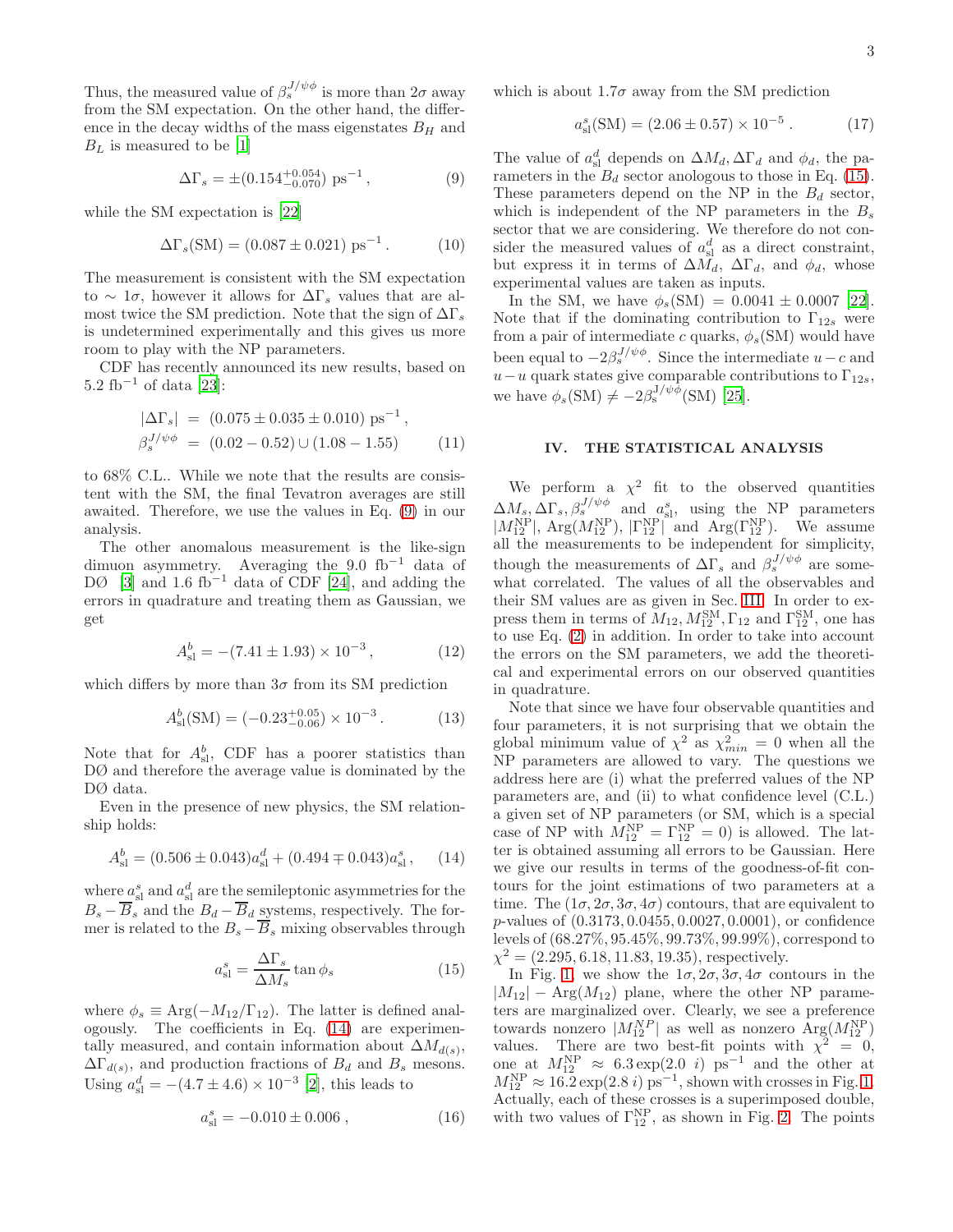Thus, the measured value of $\beta_s^{J/\psi\phi}$ is more than $2\sigma$ away from the SM expectation. On the other hand, the difference in the decay widths of the mass eigenstates $B_H$ and $B_L$ is measured to be [1]

$$\Delta\Gamma_s = \pm(0.154^{+0.054}_{-0.070})\ \text{ps}^{-1}\,, \tag{9}$$

while the SM expectation is [22]

$$\Delta\Gamma_s(\text{SM}) = (0.087 \pm 0.021)\ \text{ps}^{-1}\,. \tag{10}$$

The measurement is consistent with the SM expectation to $\sim 1\sigma$, however it allows for $\Delta\Gamma_s$ values that are almost twice the SM prediction. Note that the sign of $\Delta\Gamma_s$ is undetermined experimentally and this gives us more room to play with the NP parameters.

CDF has recently announced its new results, based on 5.2 fb$^{-1}$ of data [23]:

$$\begin{aligned} |\Delta\Gamma_s| &= (0.075 \pm 0.035 \pm 0.010)\ \text{ps}^{-1}\,, \\ \beta_s^{J/\psi\phi} &= (0.02 - 0.52) \cup (1.08 - 1.55) \end{aligned} \tag{11}$$

to 68% C.L.. While we note that the results are consistent with the SM, the final Tevatron averages are still awaited. Therefore, we use the values in Eq. (9) in our analysis.

The other anomalous measurement is the like-sign dimuon asymmetry. Averaging the 9.0 fb$^{-1}$ data of DØ [3] and 1.6 fb$^{-1}$ data of CDF [24], and adding the errors in quadrature and treating them as Gaussian, we get

$$A^b_{\text{sl}} = -(7.41 \pm 1.93) \times 10^{-3}\,, \tag{12}$$

which differs by more than $3\sigma$ from its SM prediction

$$A^b_{\text{sl}}(\text{SM}) = (-0.23^{+0.05}_{-0.06}) \times 10^{-3}\,. \tag{13}$$

Note that for $A^b_{\text{sl}}$, CDF has a poorer statistics than DØ and therefore the average value is dominated by the DØ data.

Even in the presence of new physics, the SM relationship holds:

$$A^b_{\text{sl}} = (0.506 \pm 0.043)a^d_{\text{sl}} + (0.494 \mp 0.043)a^s_{\text{sl}}\,, \tag{14}$$

where $a^s_{\text{sl}}$ and $a^d_{\text{sl}}$ are the semileptonic asymmetries for the $B_s - \overline{B}_s$ and the $B_d - \overline{B}_d$ systems, respectively. The former is related to the $B_s - \overline{B}_s$ mixing observables through

$$a^s_{\text{sl}} = \frac{\Delta\Gamma_s}{\Delta M_s} \tan\phi_s \tag{15}$$

where $\phi_s \equiv \text{Arg}(-M_{12}/\Gamma_{12})$. The latter is defined analogously. The coefficients in Eq. (14) are experimentally measured, and contain information about $\Delta M_{d(s)}$, $\Delta\Gamma_{d(s)}$, and production fractions of $B_d$ and $B_s$ mesons. Using $a^d_{\text{sl}} = -(4.7 \pm 4.6) \times 10^{-3}$ [2], this leads to

$$a^s_{\text{sl}} = -0.010 \pm 0.006\,, \tag{16}$$

which is about $1.7\sigma$ away from the SM prediction

$$a^s_{\text{sl}}(\text{SM}) = (2.06 \pm 0.57) \times 10^{-5}\,. \tag{17}$$

The value of $a^d_{\text{sl}}$ depends on $\Delta M_d, \Delta\Gamma_d$ and $\phi_d$, the parameters in the $B_d$ sector anologous to those in Eq. (15). These parameters depend on the NP in the $B_d$ sector, which is independent of the NP parameters in the $B_s$ sector that we are considering. We therefore do not consider the measured values of $a^d_{\text{sl}}$ as a direct constraint, but express it in terms of $\Delta M_d$, $\Delta\Gamma_d$, and $\phi_d$, whose experimental values are taken as inputs.

In the SM, we have $\phi_s(\text{SM}) = 0.0041 \pm 0.0007$ [22]. Note that if the dominating contribution to $\Gamma_{12s}$ were from a pair of intermediate $c$ quarks, $\phi_s(\text{SM})$ would have been equal to $-2\beta_s^{J/\psi\phi}$. Since the intermediate $u-c$ and $u-u$ quark states give comparable contributions to $\Gamma_{12s}$, we have $\phi_s(\text{SM}) \neq -2\beta_s^{J/\psi\phi}(\text{SM})$ [25].

## IV. THE STATISTICAL ANALYSIS

We perform a $\chi^2$ fit to the observed quantities $\Delta M_s, \Delta\Gamma_s, \beta_s^{J/\psi\phi}$ and $a^s_{\text{sl}}$, using the NP parameters $|M^{\text{NP}}_{12}|$, $\text{Arg}(M^{\text{NP}}_{12})$, $|\Gamma^{\text{NP}}_{12}|$ and $\text{Arg}(\Gamma^{\text{NP}}_{12})$. We assume all the measurements to be independent for simplicity, though the measurements of $\Delta\Gamma_s$ and $\beta_s^{J/\psi\phi}$ are somewhat correlated. The values of all the observables and their SM values are as given in Sec. III. In order to express them in terms of $M_{12}, M^{\text{SM}}_{12}, \Gamma_{12}$ and $\Gamma^{\text{SM}}_{12}$, one has to use Eq. (2) in addition. In order to take into account the errors on the SM parameters, we add the theoretical and experimental errors on our observed quantities in quadrature.

Note that since we have four observable quantities and four parameters, it is not surprising that we obtain the global minimum value of $\chi^2$ as $\chi^2_{min} = 0$ when all the NP parameters are allowed to vary. The questions we address here are (i) what the preferred values of the NP parameters are, and (ii) to what confidence level (C.L.) a given set of NP parameters (or SM, which is a special case of NP with $M^{\text{NP}}_{12} = \Gamma^{\text{NP}}_{12} = 0$) is allowed. The latter is obtained assuming all errors to be Gaussian. Here we give our results in terms of the goodness-of-fit contours for the joint estimations of two parameters at a time. The $(1\sigma, 2\sigma, 3\sigma, 4\sigma)$ contours, that are equivalent to $p$-values of $(0.3173, 0.0455, 0.0027, 0.0001)$, or confidence levels of $(68.27\%, 95.45\%, 99.73\%, 99.99\%)$, correspond to $\chi^2 = (2.295, 6.18, 11.83, 19.35)$, respectively.

In Fig. 1, we show the $1\sigma, 2\sigma, 3\sigma, 4\sigma$ contours in the $|M_{12}| - \text{Arg}(M_{12})$ plane, where the other NP parameters are marginalized over. Clearly, we see a preference towards nonzero $|M^{NP}_{12}|$ as well as nonzero $\text{Arg}(M^{\text{NP}}_{12})$ values. There are two best-fit points with $\chi^2 = 0$, one at $M^{\text{NP}}_{12} \approx 6.3\exp(2.0\ i)\ \text{ps}^{-1}$ and the other at $M^{\text{NP}}_{12} \approx 16.2\exp(2.8\ i)\,\text{ps}^{-1}$, shown with crosses in Fig. 1. Actually, each of these crosses is a superimposed double, with two values of $\Gamma^{\text{NP}}_{12}$, as shown in Fig. 2. The points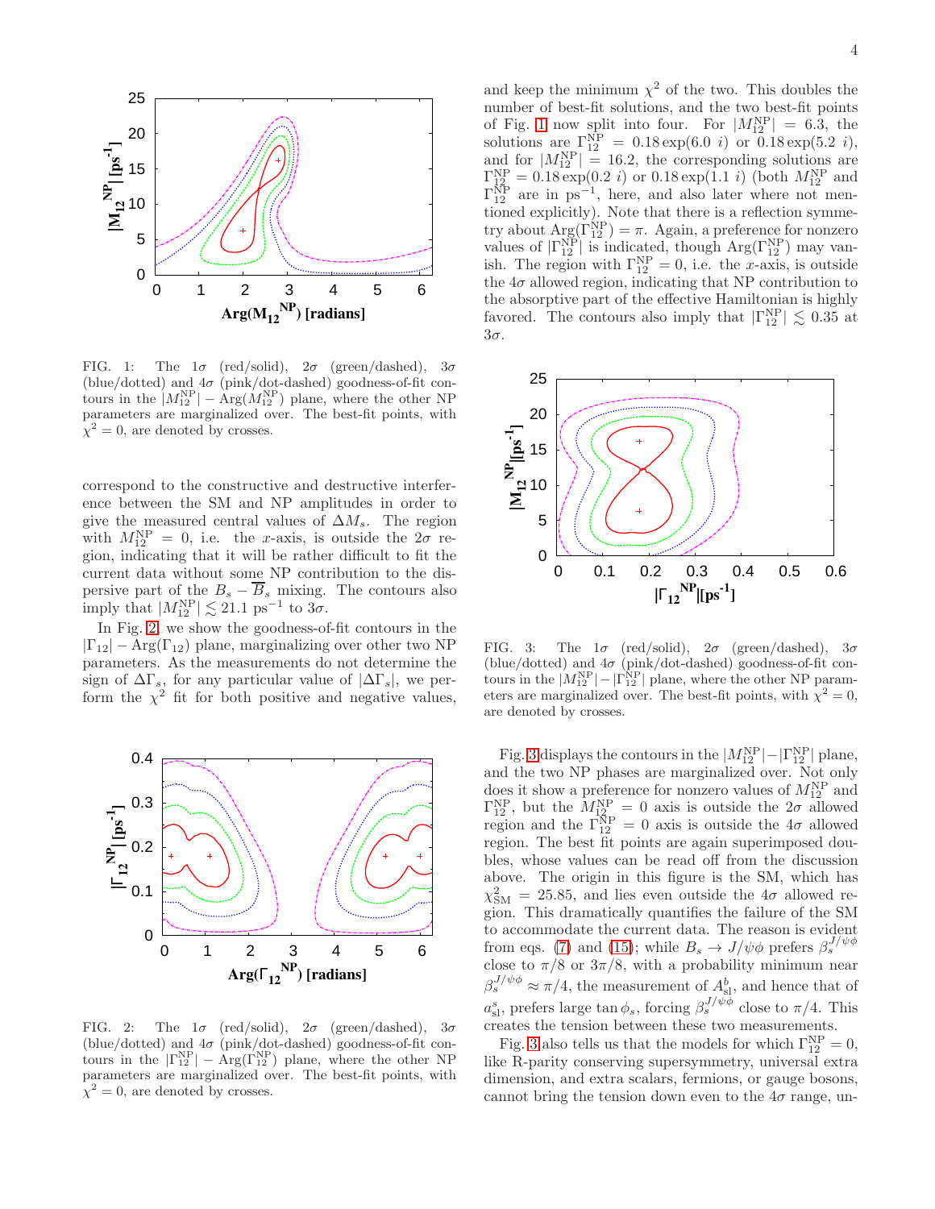FIG. 1: The $1\sigma$ (red/solid), $2\sigma$ (green/dashed), $3\sigma$ (blue/dotted) and $4\sigma$ (pink/dot-dashed) goodness-of-fit contours in the $|M_{12}^{\rm NP}| - {\rm Arg}(M_{12}^{\rm NP})$ plane, where the other NP parameters are marginalized over. The best-fit points, with $\chi^2 = 0$, are denoted by crosses.

correspond to the constructive and destructive interference between the SM and NP amplitudes in order to give the measured central values of $\Delta M_s$. The region with $M_{12}^{\rm NP} = 0$, i.e. the $x$-axis, is outside the $2\sigma$ region, indicating that it will be rather difficult to fit the current data without some NP contribution to the dispersive part of the $B_s - \overline{B}_s$ mixing. The contours also imply that $|M_{12}^{\rm NP}| \lesssim 21.1$ ps$^{-1}$ to $3\sigma$.

In Fig. 2, we show the goodness-of-fit contours in the $|\Gamma_{12}| - {\rm Arg}(\Gamma_{12})$ plane, marginalizing over other two NP parameters. As the measurements do not determine the sign of $\Delta\Gamma_s$, for any particular value of $|\Delta\Gamma_s|$, we perform the $\chi^2$ fit for both positive and negative values, and keep the minimum $\chi^2$ of the two. This doubles the number of best-fit solutions, and the two best-fit points of Fig. 1 now split into four. For $|M_{12}^{\rm NP}| = 6.3$, the solutions are $\Gamma_{12}^{\rm NP} = 0.18 \exp(6.0\ i)$ or $0.18 \exp(5.2\ i)$, and for $|M_{12}^{\rm NP}| = 16.2$, the corresponding solutions are $\Gamma_{12}^{\rm NP} = 0.18 \exp(0.2\ i)$ or $0.18 \exp(1.1\ i)$ (both $M_{12}^{\rm NP}$ and $\Gamma_{12}^{\rm NP}$ are in ps$^{-1}$, here, and also later where not mentioned explicitly). Note that there is a reflection symmetry about ${\rm Arg}(\Gamma_{12}^{\rm NP}) = \pi$. Again, a preference for nonzero values of $|\Gamma_{12}^{\rm NP}|$ is indicated, though ${\rm Arg}(\Gamma_{12}^{\rm NP})$ may vanish. The region with $\Gamma_{12}^{\rm NP} = 0$, i.e. the $x$-axis, is outside the $4\sigma$ allowed region, indicating that NP contribution to the absorptive part of the effective Hamiltonian is highly favored. The contours also imply that $|\Gamma_{12}^{\rm NP}| \lesssim 0.35$ at $3\sigma$.

FIG. 2: The $1\sigma$ (red/solid), $2\sigma$ (green/dashed), $3\sigma$ (blue/dotted) and $4\sigma$ (pink/dot-dashed) goodness-of-fit contours in the $|\Gamma_{12}^{\rm NP}| - {\rm Arg}(\Gamma_{12}^{\rm NP})$ plane, where the other NP parameters are marginalized over. The best-fit points, with $\chi^2 = 0$, are denoted by crosses.

FIG. 3: The $1\sigma$ (red/solid), $2\sigma$ (green/dashed), $3\sigma$ (blue/dotted) and $4\sigma$ (pink/dot-dashed) goodness-of-fit contours in the $|M_{12}^{\rm NP}| - |\Gamma_{12}^{\rm NP}|$ plane, where the other NP parameters are marginalized over. The best-fit points, with $\chi^2 = 0$, are denoted by crosses.

Fig. 3 displays the contours in the $|M_{12}^{\rm NP}| - |\Gamma_{12}^{\rm NP}|$ plane, and the two NP phases are marginalized over. Not only does it show a preference for nonzero values of $M_{12}^{\rm NP}$ and $\Gamma_{12}^{\rm NP}$, but the $M_{12}^{\rm NP} = 0$ axis is outside the $2\sigma$ allowed region and the $\Gamma_{12}^{\rm NP} = 0$ axis is outside the $4\sigma$ allowed region. The best fit points are again superimposed doubles, whose values can be read off from the discussion above. The origin in this figure is the SM, which has $\chi^2_{\rm SM} = 25.85$, and lies even outside the $4\sigma$ allowed region. This dramatically quantifies the failure of the SM to accommodate the current data. The reason is evident from eqs. (7) and (15); while $B_s \to J/\psi\phi$ prefers $\beta_s^{J/\psi\phi}$ close to $\pi/8$ or $3\pi/8$, with a probability minimum near $\beta_s^{J/\psi\phi} \approx \pi/4$, the measurement of $A_{\rm sl}^b$, and hence that of $a_{\rm sl}^s$, prefers large $\tan\phi_s$, forcing $\beta_s^{J/\psi\phi}$ close to $\pi/4$. This creates the tension between these two measurements.

Fig. 3 also tells us that the models for which $\Gamma_{12}^{\rm NP} = 0$, like R-parity conserving supersymmetry, universal extra dimension, and extra scalars, fermions, or gauge bosons, cannot bring the tension down even to the $4\sigma$ range, un-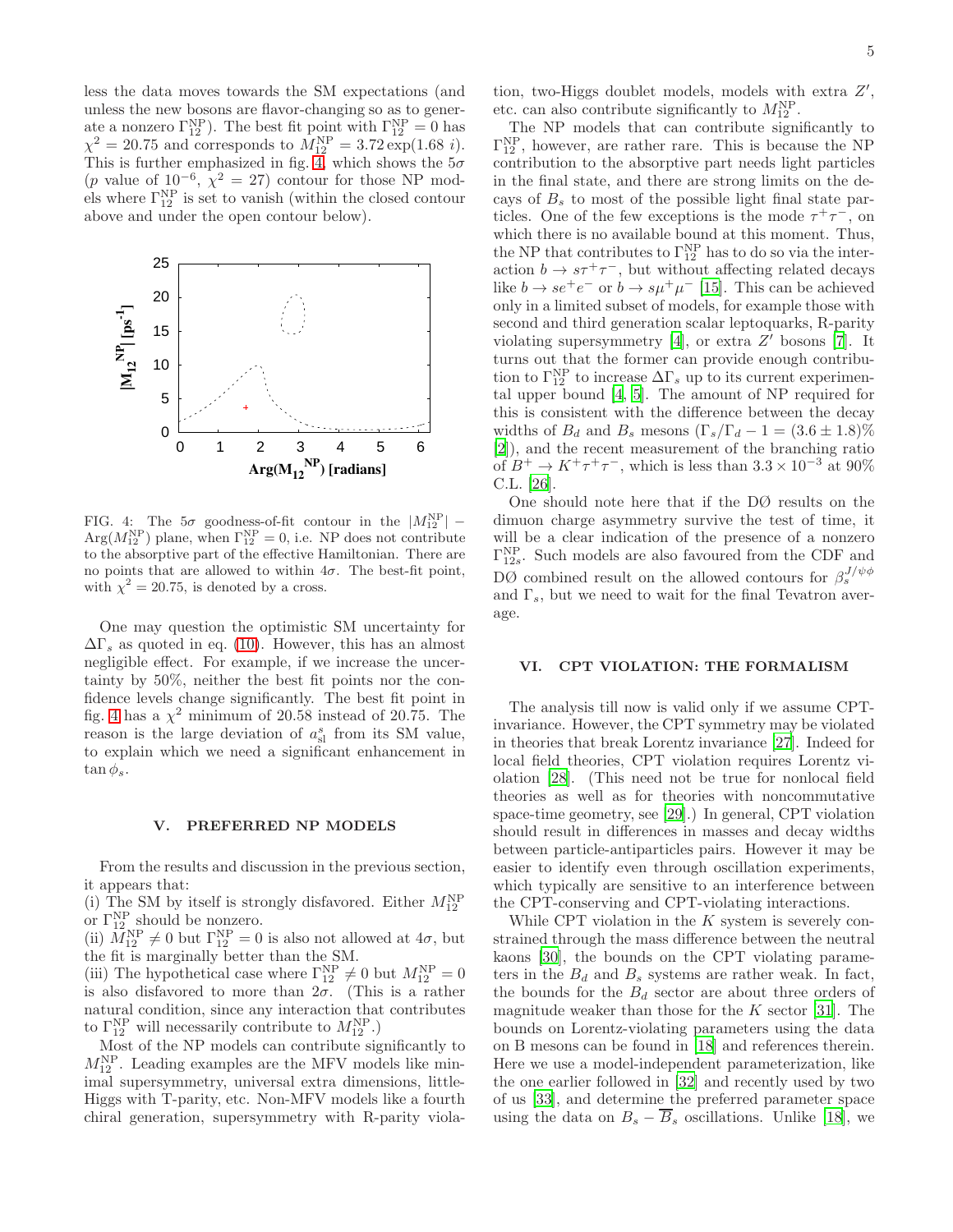less the data moves towards the SM expectations (and unless the new bosons are flavor-changing so as to generate a nonzero $\Gamma_{12}^{\rm NP}$). The best fit point with $\Gamma_{12}^{\rm NP} = 0$ has $\chi^2 = 20.75$ and corresponds to $M_{12}^{\rm NP} = 3.72 \exp(1.68\ i)$. This is further emphasized in fig. 4, which shows the $5\sigma$ ($p$ value of $10^{-6}$, $\chi^2 = 27$) contour for those NP models where $\Gamma_{12}^{\rm NP}$ is set to vanish (within the closed contour above and under the open contour below).

FIG. 4: The $5\sigma$ goodness-of-fit contour in the $|M_{12}^{\rm NP}| - \text{Arg}(M_{12}^{\rm NP})$ plane, when $\Gamma_{12}^{\rm NP} = 0$, i.e. NP does not contribute to the absorptive part of the effective Hamiltonian. There are no points that are allowed to within $4\sigma$. The best-fit point, with $\chi^2 = 20.75$, is denoted by a cross.

One may question the optimistic SM uncertainty for $\Delta\Gamma_s$ as quoted in eq. (10). However, this has an almost negligible effect. For example, if we increase the uncertainty by 50%, neither the best fit points nor the confidence levels change significantly. The best fit point in fig. 4 has a $\chi^2$ minimum of 20.58 instead of 20.75. The reason is the large deviation of $a_{\rm sl}^s$ from its SM value, to explain which we need a significant enhancement in $\tan\phi_s$.

## V. PREFERRED NP MODELS

From the results and discussion in the previous section, it appears that:
(i) The SM by itself is strongly disfavored. Either $M_{12}^{\rm NP}$ or $\Gamma_{12}^{\rm NP}$ should be nonzero.
(ii) $M_{12}^{\rm NP} \neq 0$ but $\Gamma_{12}^{\rm NP} = 0$ is also not allowed at $4\sigma$, but the fit is marginally better than the SM.
(iii) The hypothetical case where $\Gamma_{12}^{\rm NP} \neq 0$ but $M_{12}^{\rm NP} = 0$ is also disfavored to more than $2\sigma$. (This is a rather natural condition, since any interaction that contributes to $\Gamma_{12}^{\rm NP}$ will necessarily contribute to $M_{12}^{\rm NP}$.)

Most of the NP models can contribute significantly to $M_{12}^{\rm NP}$. Leading examples are the MFV models like minimal supersymmetry, universal extra dimensions, little-Higgs with T-parity, etc. Non-MFV models like a fourth chiral generation, supersymmetry with R-parity violation, two-Higgs doublet models, models with extra $Z'$, etc. can also contribute significantly to $M_{12}^{\rm NP}$.

The NP models that can contribute significantly to $\Gamma_{12}^{\rm NP}$, however, are rather rare. This is because the NP contribution to the absorptive part of the decay needs light particles in the final state, and there are strong limits on the decays of $B_s$ to most of the possible light final state particles. One of the few exceptions is the mode $\tau^+\tau^-$, on which there is no available bound at this moment. Thus, the NP that contributes to $\Gamma_{12}^{\rm NP}$ has to do so via the interaction $b \to s\tau^+\tau^-$, but without affecting related decays like $b \to se^+e^-$ or $b \to s\mu^+\mu^-$ [15]. This can be achieved only in a limited subset of models, for example those with second and third generation scalar leptoquarks, R-parity violating supersymmetry [4], or extra $Z'$ bosons [7]. It turns out that the former can provide enough contribution to $\Gamma_{12}^{\rm NP}$ to increase $\Delta\Gamma_s$ up to its current experimental upper bound [4, 5]. The amount of NP required for this is consistent with the difference between the decay widths of $B_d$ and $B_s$ mesons ($\Gamma_s/\Gamma_d - 1 = (3.6 \pm 1.8)\%$ [2]), and the recent measurement of the branching ratio of $B^+ \to K^+\tau^+\tau^-$, which is less than $3.3 \times 10^{-3}$ at 90% C.L. [26].

One should note here that if the DØ results on the dimuon charge asymmetry survive the test of time, it will be a clear indication of the presence of a nonzero $\Gamma_{12s}^{\rm NP}$. Such models are also favoured from the CDF and DØ combined result on the allowed contours for $\beta_s^{J/\psi\phi}$ and $\Gamma_s$, but we need to wait for the final Tevatron average.

## VI. CPT VIOLATION: THE FORMALISM

The analysis till now is valid only if we assume CPT-invariance. However, the CPT symmetry may be violated in theories that break Lorentz invariance [27]. Indeed for local field theories, CPT violation requires Lorentz violation [28]. (This need not be true for nonlocal field theories as well as for theories with noncommutative space-time geometry, see [29].) In general, CPT violation should result in differences in masses and decay widths between particle-antiparticles pairs. However it may be easier to identify even through oscillation experiments, which typically are sensitive to an interference between the CPT-conserving and CPT-violating interactions.

While CPT violation in the $K$ system is severely constrained through the mass difference between the neutral kaons [30], the bounds on the CPT violating parameters in the $B_d$ and $B_s$ systems are rather weak. In fact, the bounds for the $B_d$ sector are about three orders of magnitude weaker than those for the $K$ sector [31]. The bounds on Lorentz-violating parameters using the data on B mesons can be found in [18] and references therein. Here we use a model-independent parameterization, like the one earlier followed in [32] and recently used by two of us [33], and determine the preferred parameter space using the data on $B_s - \overline{B}_s$ oscillations. Unlike [18], we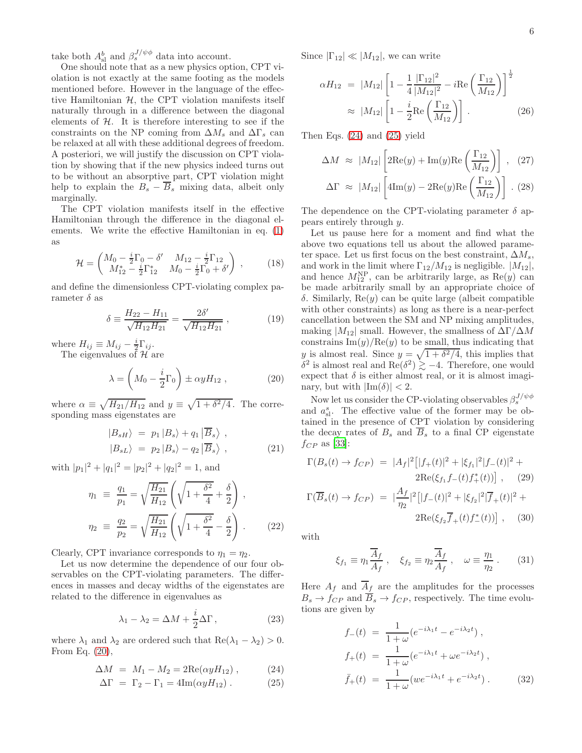take both $A_{\rm sl}^b$ and $\beta_s^{J/\psi\phi}$ data into account.

One should note that as a new physics option, CPT violation is not exactly at the same footing as the models mentioned before. However in the language of the effective Hamiltonian $\mathcal{H}$, the CPT violation manifests itself naturally through in a difference between the diagonal elements of $\mathcal{H}$. It is therefore interesting to see if the constraints on the NP coming from $\Delta M_s$ and $\Delta\Gamma_s$ can be relaxed at all with these additional degrees of freedom. A posteriori, we will justify the discussion on CPT violation by showing that if the new physics indeed turns out to be without an absorptive part, CPT violation might help to explain the $B_s - \overline{B}_s$ mixing data, albeit only marginally.

The CPT violation manifests itself in the effective Hamiltonian through the difference in the diagonal elements. We write the effective Hamiltonian in eq. (1) as

$$
\mathcal{H} = \begin{pmatrix} M_0 - \frac{i}{2}\Gamma_0 - \delta' & M_{12} - \frac{i}{2}\Gamma_{12} \\ M_{12}^* - \frac{i}{2}\Gamma_{12}^* & M_0 - \frac{i}{2}\Gamma_0 + \delta' \end{pmatrix} , \tag{18}
$$

and define the dimensionless CPT-violating complex parameter $\delta$ as

$$
\delta \equiv \frac{H_{22} - H_{11}}{\sqrt{H_{12}H_{21}}} = \frac{2\delta'}{\sqrt{H_{12}H_{21}}} , \tag{19}
$$

where $H_{ij} \equiv M_{ij} - \frac{i}{2}\Gamma_{ij}$.

The eigenvalues of $\mathcal{H}$ are

$$
\lambda = \left(M_0 - \frac{i}{2}\Gamma_0\right) \pm \alpha y H_{12} , \tag{20}
$$

where $\alpha \equiv \sqrt{H_{21}/H_{12}}$ and $y \equiv \sqrt{1 + \delta^2/4}$. The corresponding mass eigenstates are

$$
\begin{aligned}
|B_{sH}\rangle &= p_1 |B_s\rangle + q_1 |\overline{B}_s\rangle , \\
|B_{sL}\rangle &= p_2 |B_s\rangle - q_2 |\overline{B}_s\rangle ,
\end{aligned} \tag{21}
$$

with $|p_1|^2 + |q_1|^2 = |p_2|^2 + |q_2|^2 = 1$, and

$$
\begin{aligned}
\eta_1 &\equiv \frac{q_1}{p_1} = \sqrt{\frac{H_{21}}{H_{12}}}\left(\sqrt{1 + \frac{\delta^2}{4}} + \frac{\delta}{2}\right) , \\
\eta_2 &\equiv \frac{q_2}{p_2} = \sqrt{\frac{H_{21}}{H_{12}}}\left(\sqrt{1 + \frac{\delta^2}{4}} - \frac{\delta}{2}\right) .
\end{aligned} \tag{22}
$$

Clearly, CPT invariance corresponds to $\eta_1 = \eta_2$.

Let us now determine the dependence of our four observables on the CPT-violating parameters. The differences in masses and decay widths of the eigenstates are related to the difference in eigenvalues as

$$
\lambda_1 - \lambda_2 = \Delta M + \frac{i}{2}\Delta\Gamma , \tag{23}
$$

where $\lambda_1$ and $\lambda_2$ are ordered such that $\mathrm{Re}(\lambda_1 - \lambda_2) > 0$. From Eq. (20),

$$
\Delta M = M_1 - M_2 = 2\mathrm{Re}(\alpha y H_{12}) , \tag{24}
$$

$$
\Delta\Gamma = \Gamma_2 - \Gamma_1 = 4\mathrm{Im}(\alpha y H_{12}) . \tag{25}
$$

Since $|\Gamma_{12}| \ll |M_{12}|$, we can write

$$
\begin{aligned}
\alpha H_{12} &= |M_{12}|\left[1 - \frac{1}{4}\frac{|\Gamma_{12}|^2}{|M_{12}|^2} - i\mathrm{Re}\left(\frac{\Gamma_{12}}{M_{12}}\right)\right]^{\frac{1}{2}} \\
&\approx |M_{12}|\left[1 - \frac{i}{2}\mathrm{Re}\left(\frac{\Gamma_{12}}{M_{12}}\right)\right] .
\end{aligned} \tag{26}
$$

Then Eqs. (24) and (25) yield

$$
\Delta M \approx |M_{12}|\left[2\mathrm{Re}(y) + \mathrm{Im}(y)\mathrm{Re}\left(\frac{\Gamma_{12}}{M_{12}}\right)\right] , \tag{27}
$$

$$
\Delta\Gamma \approx |M_{12}|\left[4\mathrm{Im}(y) - 2\mathrm{Re}(y)\mathrm{Re}\left(\frac{\Gamma_{12}}{M_{12}}\right)\right] . \tag{28}
$$

The dependence on the CPT-violating parameter $\delta$ appears entirely through $y$.

Let us pause here for a moment and find what the above two equations tell us about the allowed parameter space. Let us first focus on the best constraint, $\Delta M_s$, and work in the limit where $\Gamma_{12}/M_{12}$ is negligible. $|M_{12}|$, and hence $M_{12}^{\rm NP}$, can be arbitrarily large, as $\mathrm{Re}(y)$ can be made arbitrarily small by an appropriate choice of $\delta$. Similarly, $\mathrm{Re}(y)$ can be quite large (albeit compatible with other constraints) as long as there is a near-perfect cancellation between the SM and NP mixing amplitudes, making $|M_{12}|$ small. However, the smallness of $\Delta\Gamma/\Delta M$ constrains $\mathrm{Im}(y)/\mathrm{Re}(y)$ to be small, thus indicating that $y$ is almost real. Since $y = \sqrt{1 + \delta^2/4}$, this implies that $\delta^2$ is almost real and $\mathrm{Re}(\delta^2) \gtrsim -4$. Therefore, one would expect that $\delta$ is either almost real, or it is almost imaginary, but with $|\mathrm{Im}(\delta)| < 2$.

Now let us consider the CP-violating observables $\beta_s^{J/\psi\phi}$ and $a_{\rm sl}^s$. The effective value of the former may be obtained in the presence of CPT violation by considering the decay rates of $B_s$ and $\overline{B}_s$ to a final CP eigenstate $f_{CP}$ as [33]:

$$
\begin{aligned}
\Gamma(B_s(t) \to f_{CP}) &= |A_f|^2\big[|f_+(t)|^2 + |\xi_{f_1}|^2|f_-(t)|^2 + \\
&\qquad 2\mathrm{Re}(\xi_{f_1} f_-(t) f_+^*(t))\big] ,
\end{aligned} \tag{29}
$$

$$
\begin{aligned}
\Gamma(\overline{B}_s(t) \to f_{CP}) &= |\frac{A_f}{\eta_2}|^2\big[|f_-(t)|^2 + |\xi_{f_2}|^2|\overline{f}_+(t)|^2 + \\
&\qquad 2\mathrm{Re}(\xi_{f_2}\overline{f}_+(t) f_-^*(t))\big] ,
\end{aligned} \tag{30}
$$

with

$$
\xi_{f_1} \equiv \eta_1 \frac{\overline{A}_f}{A_f} , \quad \xi_{f_2} \equiv \eta_2 \frac{\overline{A}_f}{A_f} , \quad \omega \equiv \frac{\eta_1}{\eta_2} . \tag{31}
$$

Here $A_f$ and $\overline{A}_f$ are the amplitudes for the processes $B_s \to f_{CP}$ and $\overline{B}_s \to f_{CP}$, respectively. The time evolutions are given by

$$
\begin{aligned}
f_-(t) &= \frac{1}{1+\omega}(e^{-i\lambda_1 t} - e^{-i\lambda_2 t}) , \\
f_+(t) &= \frac{1}{1+\omega}(e^{-i\lambda_1 t} + \omega e^{-i\lambda_2 t}) , \\
\bar{f}_+(t) &= \frac{1}{1+\omega}(w e^{-i\lambda_1 t} + e^{-i\lambda_2 t}) .
\end{aligned} \tag{32}
$$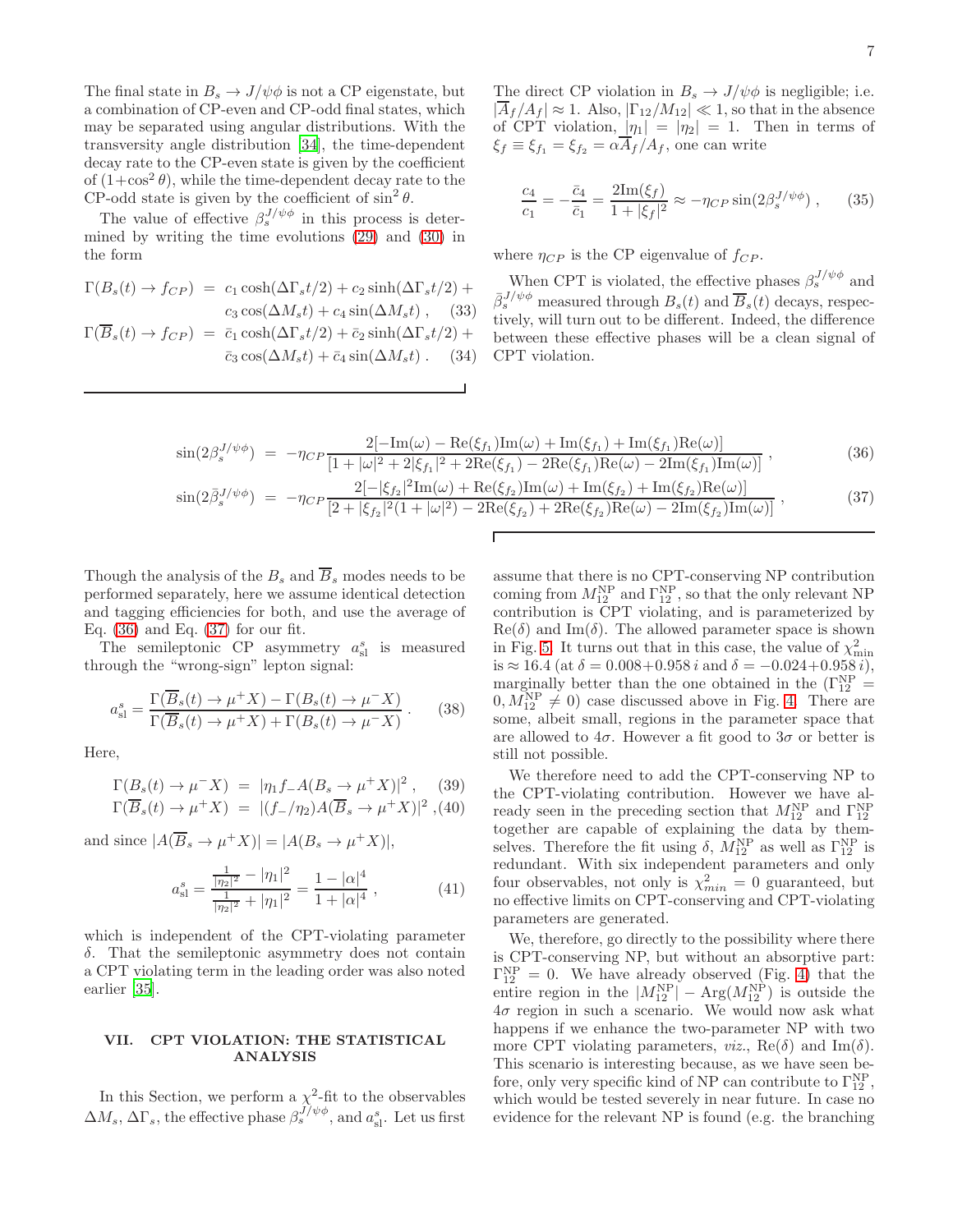The final state in $B_s \to J/\psi\phi$ is not a CP eigenstate, but a combination of CP-even and CP-odd final states, which may be separated using angular distributions. With the transversity angle distribution [34], the time-dependent decay rate to the CP-even state is given by the coefficient of $(1+\cos^2\theta)$, while the time-dependent decay rate to the CP-odd state is given by the coefficient of $\sin^2\theta$.

The value of effective $\beta_s^{J/\psi\phi}$ in this process is determined by writing the time evolutions (29) and (30) in the form

$$\Gamma(B_s(t) \to f_{CP}) = c_1 \cosh(\Delta\Gamma_s t/2) + c_2 \sinh(\Delta\Gamma_s t/2) + c_3 \cos(\Delta M_s t) + c_4 \sin(\Delta M_s t) \,, \quad (33)$$

$$\Gamma(\overline{B}_s(t) \to f_{CP}) = \bar{c}_1 \cosh(\Delta\Gamma_s t/2) + \bar{c}_2 \sinh(\Delta\Gamma_s t/2) + \bar{c}_3 \cos(\Delta M_s t) + \bar{c}_4 \sin(\Delta M_s t) \,. \quad (34)$$

The direct CP violation in $B_s \to J/\psi\phi$ is negligible; i.e. $|\overline{A}_f/A_f| \approx 1$. Also, $|\Gamma_{12}/M_{12}| \ll 1$, so that in the absence of CPT violation, $|\eta_1| = |\eta_2| = 1$. Then in terms of $\xi_f \equiv \xi_{f_1} = \xi_{f_2} = \alpha\overline{A}_f/A_f$, one can write

$$\frac{c_4}{c_1} = -\frac{\bar{c}_4}{\bar{c}_1} = \frac{2\mathrm{Im}(\xi_f)}{1+|\xi_f|^2} \approx -\eta_{CP}\sin(2\beta_s^{J/\psi\phi}) \,, \quad (35)$$

where $\eta_{CP}$ is the CP eigenvalue of $f_{CP}$.

When CPT is violated, the effective phases $\beta_s^{J/\psi\phi}$ and $\bar{\beta}_s^{J/\psi\phi}$ measured through $B_s(t)$ and $\overline{B}_s(t)$ decays, respectively, will turn out to be different. Indeed, the difference between these effective phases will be a clean signal of CPT violation.

$$\sin(2\beta_s^{J/\psi\phi}) = -\eta_{CP}\frac{2[-\mathrm{Im}(\omega) - \mathrm{Re}(\xi_{f_1})\mathrm{Im}(\omega) + \mathrm{Im}(\xi_{f_1}) + \mathrm{Im}(\xi_{f_1})\mathrm{Re}(\omega)]}{[1+|\omega|^2 + 2|\xi_{f_1}|^2 + 2\mathrm{Re}(\xi_{f_1}) - 2\mathrm{Re}(\xi_{f_1})\mathrm{Re}(\omega) - 2\mathrm{Im}(\xi_{f_1})\mathrm{Im}(\omega)]} \,, \quad (36)$$

$$\sin(2\bar{\beta}_s^{J/\psi\phi}) = -\eta_{CP}\frac{2[-|\xi_{f_2}|^2\mathrm{Im}(\omega) + \mathrm{Re}(\xi_{f_2})\mathrm{Im}(\omega) + \mathrm{Im}(\xi_{f_2}) + \mathrm{Im}(\xi_{f_2})\mathrm{Re}(\omega)]}{[2+|\xi_{f_2}|^2(1+|\omega|^2) - 2\mathrm{Re}(\xi_{f_2}) + 2\mathrm{Re}(\xi_{f_2})\mathrm{Re}(\omega) - 2\mathrm{Im}(\xi_{f_2})\mathrm{Im}(\omega)]} \,, \quad (37)$$

Though the analysis of the $B_s$ and $\overline{B}_s$ modes needs to be performed separately, here we assume identical detection and tagging efficiencies for both, and use the average of Eq. (36) and Eq. (37) for our fit.

The semileptonic CP asymmetry $a_{\rm sl}^s$ is measured through the "wrong-sign" lepton signal:

$$a_{\rm sl}^s = \frac{\Gamma(\overline{B}_s(t) \to \mu^+ X) - \Gamma(B_s(t) \to \mu^- X)}{\Gamma(\overline{B}_s(t) \to \mu^+ X) + \Gamma(B_s(t) \to \mu^- X)} \,. \quad (38)$$

Here,

$$\Gamma(B_s(t) \to \mu^- X) = |\eta_1 f_- A(B_s \to \mu^+ X)|^2 \,, \quad (39)$$

$$\Gamma(\overline{B}_s(t) \to \mu^+ X) = |(f_-/\eta_2) A(\overline{B}_s \to \mu^+ X)|^2 \,, \quad (40)$$

and since $|A(\overline{B}_s \to \mu^+ X)| = |A(B_s \to \mu^+ X)|$,

$$a_{\rm sl}^s = \frac{\frac{1}{|\eta_2|^2} - |\eta_1|^2}{\frac{1}{|\eta_2|^2} + |\eta_1|^2} = \frac{1-|\alpha|^4}{1+|\alpha|^4} \,, \quad (41)$$

which is independent of the CPT-violating parameter $\delta$. That the semileptonic asymmetry does not contain a CPT violating term in the leading order was also noted earlier [35].

## VII. CPT VIOLATION: THE STATISTICAL ANALYSIS

In this Section, we perform a $\chi^2$-fit to the observables $\Delta M_s$, $\Delta\Gamma_s$, the effective phase $\beta_s^{J/\psi\phi}$, and $a_{\rm sl}^s$. Let us first assume that there is no CPT-conserving NP contribution coming from $M_{12}^{\rm NP}$ and $\Gamma_{12}^{\rm NP}$, so that the only relevant NP contribution is CPT violating, and is parameterized by $\mathrm{Re}(\delta)$ and $\mathrm{Im}(\delta)$. The allowed parameter space is shown in Fig. 5. It turns out that in this case, the value of $\chi^2_{\rm min}$ is $\approx 16.4$ (at $\delta = 0.008 + 0.958\,i$ and $\delta = -0.024 + 0.958\,i$), marginally better than the one obtained in the ($\Gamma_{12}^{\rm NP} = 0, M_{12}^{\rm NP} \neq 0$) case discussed above in Fig. 4. There are some, albeit small, regions in the parameter space that are allowed to $4\sigma$. However a fit good to $3\sigma$ or better is still not possible.

We therefore need to add the CPT-conserving NP to the CPT-violating contribution. However we have already seen in the preceding section that $M_{12}^{\rm NP}$ and $\Gamma_{12}^{\rm NP}$ together are capable of explaining the data by themselves. Therefore the fit using $\delta$, $M_{12}^{\rm NP}$ as well as $\Gamma_{12}^{\rm NP}$ is redundant. With six independent parameters and only four observables, not only is $\chi^2_{min} = 0$ guaranteed, but no effective limits on CPT-conserving and CPT-violating parameters are generated.

We, therefore, go directly to the possibility where there is CPT-conserving NP, but without an absorptive part: $\Gamma_{12}^{\rm NP} = 0$. We have already observed (Fig. 4) that the entire region in the $|M_{12}^{\rm NP}| - \mathrm{Arg}(M_{12}^{\rm NP})$ is outside the $4\sigma$ region in such a scenario. We would now ask what happens if we enhance the two-parameter NP with two more CPT violating parameters, *viz.*, $\mathrm{Re}(\delta)$ and $\mathrm{Im}(\delta)$. This scenario is interesting because, as we have seen before, only very specific kind of NP can contribute to $\Gamma_{12}^{\rm NP}$, which would be tested severely in near future. In case no evidence for the relevant NP is found (e.g. the branching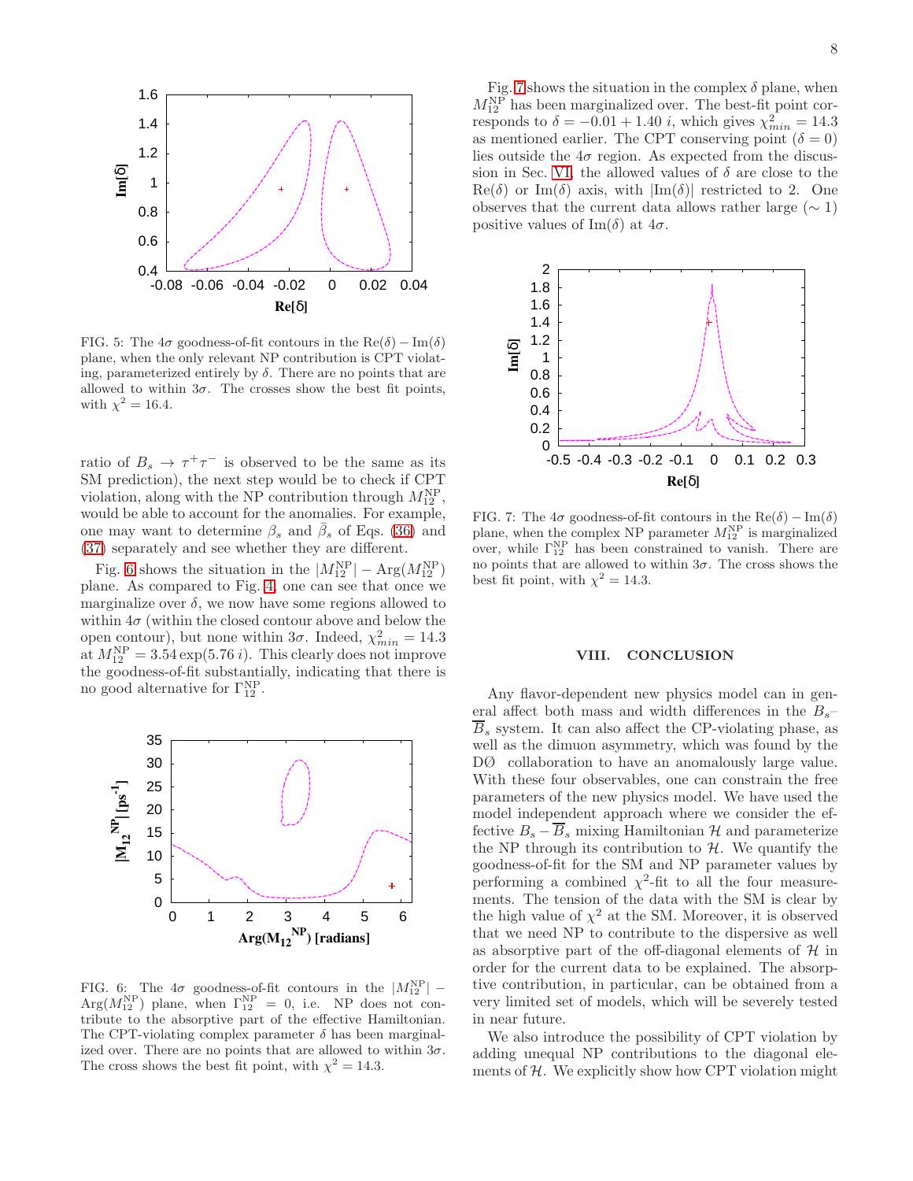FIG. 5: The $4\sigma$ goodness-of-fit contours in the $\text{Re}(\delta) - \text{Im}(\delta)$ plane, when the only relevant NP contribution is CPT violating, parameterized entirely by $\delta$. There are no points that are allowed to within $3\sigma$. The crosses show the best fit points, with $\chi^2 = 16.4$.

ratio of $B_s \to \tau^+\tau^-$ is observed to be the same as its SM prediction), the next step would be to check if CPT violation, along with the NP contribution through $M_{12}^{\rm NP}$, would be able to account for the anomalies. For example, one may want to determine $\beta_s$ and $\bar{\beta}_s$ of Eqs. (36) and (37) separately and see whether they are different.

Fig. 6 shows the situation in the $|M_{12}^{\rm NP}| - \text{Arg}(M_{12}^{\rm NP})$ plane. As compared to Fig. 4, one can see that once we marginalize over $\delta$, we now have some regions allowed to within $4\sigma$ (within the closed contour above and below the open contour), but none within $3\sigma$. Indeed, $\chi^2_{min} = 14.3$ at $M_{12}^{\rm NP} = 3.54 \exp(5.76\, i)$. This clearly does not improve the goodness-of-fit substantially, indicating that there is no good alternative for $\Gamma_{12}^{\rm NP}$.

FIG. 6: The $4\sigma$ goodness-of-fit contours in the $|M_{12}^{\rm NP}| - \text{Arg}(M_{12}^{\rm NP})$ plane, when $\Gamma_{12}^{\rm NP} = 0$, i.e. NP does not contribute to the absorptive part of the effective Hamiltonian. The CPT-violating complex parameter $\delta$ has been marginalized over. There are no points that are allowed to within $3\sigma$. The cross shows the best fit point, with $\chi^2 = 14.3$.

Fig. 7 shows the situation in the complex $\delta$ plane, when $M_{12}^{\rm NP}$ has been marginalized over. The best-fit point corresponds to $\delta = -0.01 + 1.40\, i$, which gives $\chi^2_{min} = 14.3$ as mentioned earlier. The CPT conserving point ($\delta = 0$) lies outside the $4\sigma$ region. As expected from the discussion in Sec. VI, the allowed values of $\delta$ are close to the $\text{Re}(\delta)$ or $\text{Im}(\delta)$ axis, with $|\text{Im}(\delta)|$ restricted to 2. One observes that the current data allows rather large ($\sim 1$) positive values of $\text{Im}(\delta)$ at $4\sigma$.

FIG. 7: The $4\sigma$ goodness-of-fit contours in the $\text{Re}(\delta) - \text{Im}(\delta)$ plane, when the complex NP parameter $M_{12}^{\rm NP}$ is marginalized over, while $\Gamma_{12}^{\rm NP}$ has been constrained to vanish. There are no points that are allowed to within $3\sigma$. The cross shows the best fit point, with $\chi^2 = 14.3$.

## VIII. CONCLUSION

Any flavor-dependent new physics model can in general affect both mass and width differences in the $B_s$–$\overline{B}_s$ system. It can also affect the CP-violating phase, as well as the dimuon asymmetry, which was found by the DØ collaboration to have an anomalously large value. With these four observables, one can constrain the free parameters of the new physics model. We have used the model independent approach where we consider the effective $B_s - \overline{B}_s$ mixing Hamiltonian $\mathcal{H}$ and parameterize the NP through its contribution to $\mathcal{H}$. We quantify the goodness-of-fit for the SM and NP parameter values by performing a combined $\chi^2$-fit to all the four measurements. The tension of the data with the SM is clear by the high value of $\chi^2$ at the SM. Moreover, it is observed that we need NP to contribute to the dispersive as well as absorptive part of the off-diagonal elements of $\mathcal{H}$ in order for the current data to be explained. The absorptive contribution, in particular, can be obtained from a very limited set of models, which will be severely tested in near future.

We also introduce the possibility of CPT violation by adding unequal NP contributions to the diagonal elements of $\mathcal{H}$. We explicitly show how CPT violation might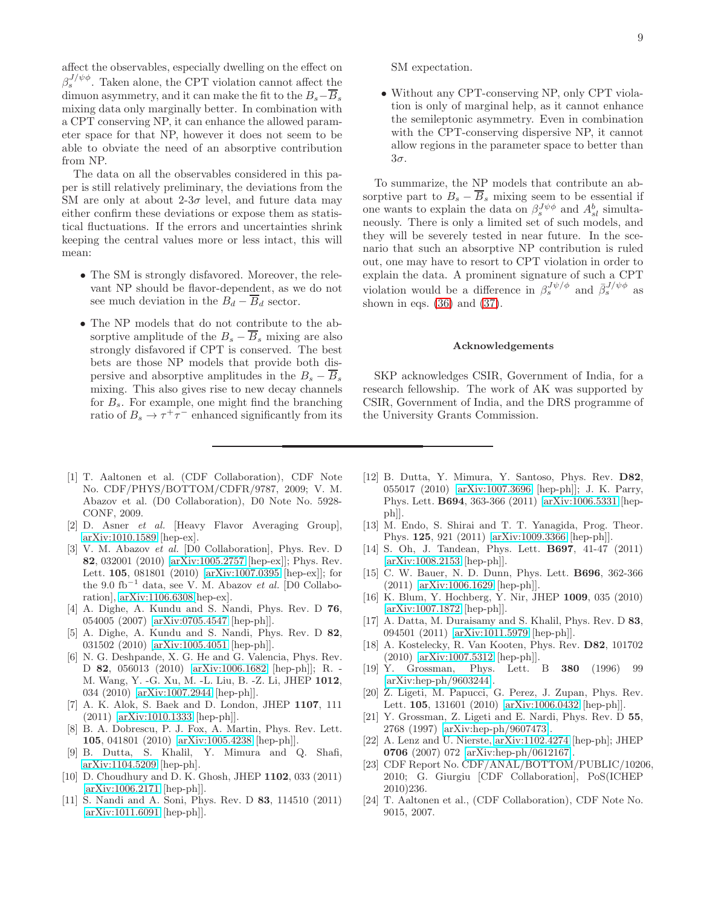affect the observables, especially dwelling on the effect on $\beta_s^{J/\psi\phi}$. Taken alone, the CPT violation cannot affect the dimuon asymmetry, and it can make the fit to the $B_s - \overline{B}_s$ mixing data only marginally better. In combination with a CPT conserving NP, it can enhance the allowed parameter space for that NP, however it does not seem to be able to obviate the need of an absorptive contribution from NP.

The data on all the observables considered in this paper is still relatively preliminary, the deviations from the SM are only at about 2-3$\sigma$ level, and future data may either confirm these deviations or expose them as statistical fluctuations. If the errors and uncertainties shrink keeping the central values more or less intact, this will mean:

- The SM is strongly disfavored. Moreover, the relevant NP should be flavor-dependent, as we do not see much deviation in the $B_d - \overline{B}_d$ sector.
- The NP models that do not contribute to the absorptive amplitude of the $B_s - \overline{B}_s$ mixing are also strongly disfavored if CPT is conserved. The best bets are those NP models that provide both dispersive and absorptive amplitudes in the $B_s - \overline{B}_s$ mixing. This also gives rise to new decay channels for $B_s$. For example, one might find the branching ratio of $B_s \to \tau^+\tau^-$ enhanced significantly from its SM expectation.
- Without any CPT-conserving NP, only CPT violation is only of marginal help, as it cannot enhance the semileptonic asymmetry. Even in combination with the CPT-conserving dispersive NP, it cannot allow regions in the parameter space to better than 3$\sigma$.

To summarize, the NP models that contribute an absorptive part to $B_s - \overline{B}_s$ mixing seem to be essential if one wants to explain the data on $\beta_s^{J\psi\phi}$ and $A_{sl}^b$ simultaneously. There is only a limited set of such models, and they will be severely tested in near future. In the scenario that such an absorptive NP contribution is ruled out, one may have to resort to CPT violation in order to explain the data. A prominent signature of such a CPT violation would be a difference in $\beta_s^{J\psi/\phi}$ and $\bar{\beta}_s^{J/\psi\phi}$ as shown in eqs. (36) and (37).

### Acknowledgements

SKP acknowledges CSIR, Government of India, for a research fellowship. The work of AK was supported by CSIR, Government of India, and the DRS programme of the University Grants Commission.

---

[1] T. Aaltonen et al. (CDF Collaboration), CDF Note No. CDF/PHYS/BOTTOM/CDFR/9787, 2009; V. M. Abazov et al. (D0 Collaboration), D0 Note No. 5928-CONF, 2009.

[2] D. Asner *et al.* [Heavy Flavor Averaging Group], arXiv:1010.1589 [hep-ex].

[3] V. M. Abazov *et al.* [D0 Collaboration], Phys. Rev. D **82**, 032001 (2010) arXiv:1005.2757 [hep-ex]]; Phys. Rev. Lett. **105**, 081801 (2010) arXiv:1007.0395 [hep-ex]]; for the 9.0 fb$^{-1}$ data, see V. M. Abazov *et al.* [D0 Collaboration], arXiv:1106.6308 hep-ex].

[4] A. Dighe, A. Kundu and S. Nandi, Phys. Rev. D **76**, 054005 (2007) [arXiv:0705.4547 [hep-ph]].

[5] A. Dighe, A. Kundu and S. Nandi, Phys. Rev. D **82**, 031502 (2010) [arXiv:1005.4051 [hep-ph]].

[6] N. G. Deshpande, X. G. He and G. Valencia, Phys. Rev. D **82**, 056013 (2010) arXiv:1006.1682 [hep-ph]]; R. -M. Wang, Y. -G. Xu, M. -L. Liu, B. -Z. Li, JHEP **1012**, 034 (2010) [arXiv:1007.2944 [hep-ph]].

[7] A. K. Alok, S. Baek and D. London, JHEP **1107**, 111 (2011) [arXiv:1010.1333 [hep-ph]].

[8] B. A. Dobrescu, P. J. Fox, A. Martin, Phys. Rev. Lett. **105**, 041801 (2010) [arXiv:1005.4238 [hep-ph]].

[9] B. Dutta, S. Khalil, Y. Mimura and Q. Shafi, arXiv:1104.5209 [hep-ph].

[10] D. Choudhury and D. K. Ghosh, JHEP **1102**, 033 (2011) [arXiv:1006.2171 [hep-ph]].

[11] S. Nandi and A. Soni, Phys. Rev. D **83**, 114510 (2011) [arXiv:1011.6091 [hep-ph]].

[12] B. Dutta, Y. Mimura, Y. Santoso, Phys. Rev. **D82**, 055017 (2010) [arXiv:1007.3696 [hep-ph]]; J. K. Parry, Phys. Lett. **B694**, 363-366 (2011) [arXiv:1006.5331 [hep-ph]].

[13] M. Endo, S. Shirai and T. T. Yanagida, Prog. Theor. Phys. **125**, 921 (2011) [arXiv:1009.3366 [hep-ph]].

[14] S. Oh, J. Tandean, Phys. Lett. **B697**, 41-47 (2011) [arXiv:1008.2153 [hep-ph]].

[15] C. W. Bauer, N. D. Dunn, Phys. Lett. **B696**, 362-366 (2011) [arXiv:1006.1629 [hep-ph]].

[16] K. Blum, Y. Hochberg, Y. Nir, JHEP **1009**, 035 (2010) [arXiv:1007.1872 [hep-ph]].

[17] A. Datta, M. Duraisamy and S. Khalil, Phys. Rev. D **83**, 094501 (2011) [arXiv:1011.5979 [hep-ph]].

[18] A. Kostelecky, R. Van Kooten, Phys. Rev. **D82**, 101702 (2010) [arXiv:1007.5312 [hep-ph]].

[19] Y. Grossman, Phys. Lett. B **380** (1996) 99 [arXiv:hep-ph/9603244].

[20] Z. Ligeti, M. Papucci, G. Perez, J. Zupan, Phys. Rev. Lett. **105**, 131601 (2010) [arXiv:1006.0432 [hep-ph]].

[21] Y. Grossman, Z. Ligeti and E. Nardi, Phys. Rev. D **55**, 2768 (1997) [arXiv:hep-ph/9607473].

[22] A. Lenz and U. Nierste, arXiv:1102.4274 [hep-ph]; JHEP **0706** (2007) 072 [arXiv:hep-ph/0612167].

[23] CDF Report No. CDF/ANAL/BOTTOM/PUBLIC/10206, 2010; G. Giurgiu [CDF Collaboration], PoS(ICHEP 2010)236.

[24] T. Aaltonen et al., (CDF Collaboration), CDF Note No. 9015, 2007.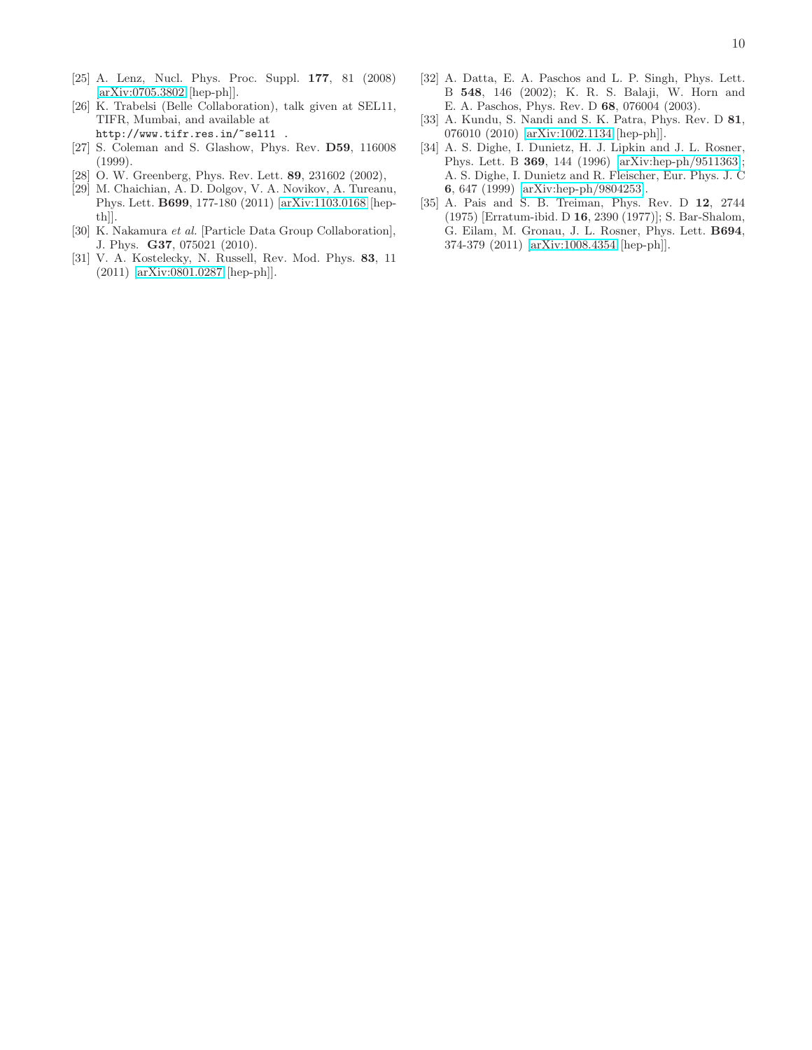[25] A. Lenz, Nucl. Phys. Proc. Suppl. **177**, 81 (2008) [arXiv:0705.3802 [hep-ph]].

[26] K. Trabelsi (Belle Collaboration), talk given at SEL11, TIFR, Mumbai, and available at `http://www.tifr.res.in/~sel11` .

[27] S. Coleman and S. Glashow, Phys. Rev. **D59**, 116008 (1999).

[28] O. W. Greenberg, Phys. Rev. Lett. **89**, 231602 (2002),

[29] M. Chaichian, A. D. Dolgov, V. A. Novikov, A. Tureanu, Phys. Lett. **B699**, 177-180 (2011) [arXiv:1103.0168 [hep-th]].

[30] K. Nakamura *et al.* [Particle Data Group Collaboration], J. Phys. **G37**, 075021 (2010).

[31] V. A. Kostelecky, N. Russell, Rev. Mod. Phys. **83**, 11 (2011) [arXiv:0801.0287 [hep-ph]].

[32] A. Datta, E. A. Paschos and L. P. Singh, Phys. Lett. B **548**, 146 (2002); K. R. S. Balaji, W. Horn and E. A. Paschos, Phys. Rev. D **68**, 076004 (2003).

[33] A. Kundu, S. Nandi and S. K. Patra, Phys. Rev. D **81**, 076010 (2010) [arXiv:1002.1134 [hep-ph]].

[34] A. S. Dighe, I. Dunietz, H. J. Lipkin and J. L. Rosner, Phys. Lett. B **369**, 144 (1996) [arXiv:hep-ph/9511363]; A. S. Dighe, I. Dunietz and R. Fleischer, Eur. Phys. J. C **6**, 647 (1999) [arXiv:hep-ph/9804253].

[35] A. Pais and S. B. Treiman, Phys. Rev. D **12**, 2744 (1975) [Erratum-ibid. D **16**, 2390 (1977)]; S. Bar-Shalom, G. Eilam, M. Gronau, J. L. Rosner, Phys. Lett. **B694**, 374-379 (2011) [arXiv:1008.4354 [hep-ph]].